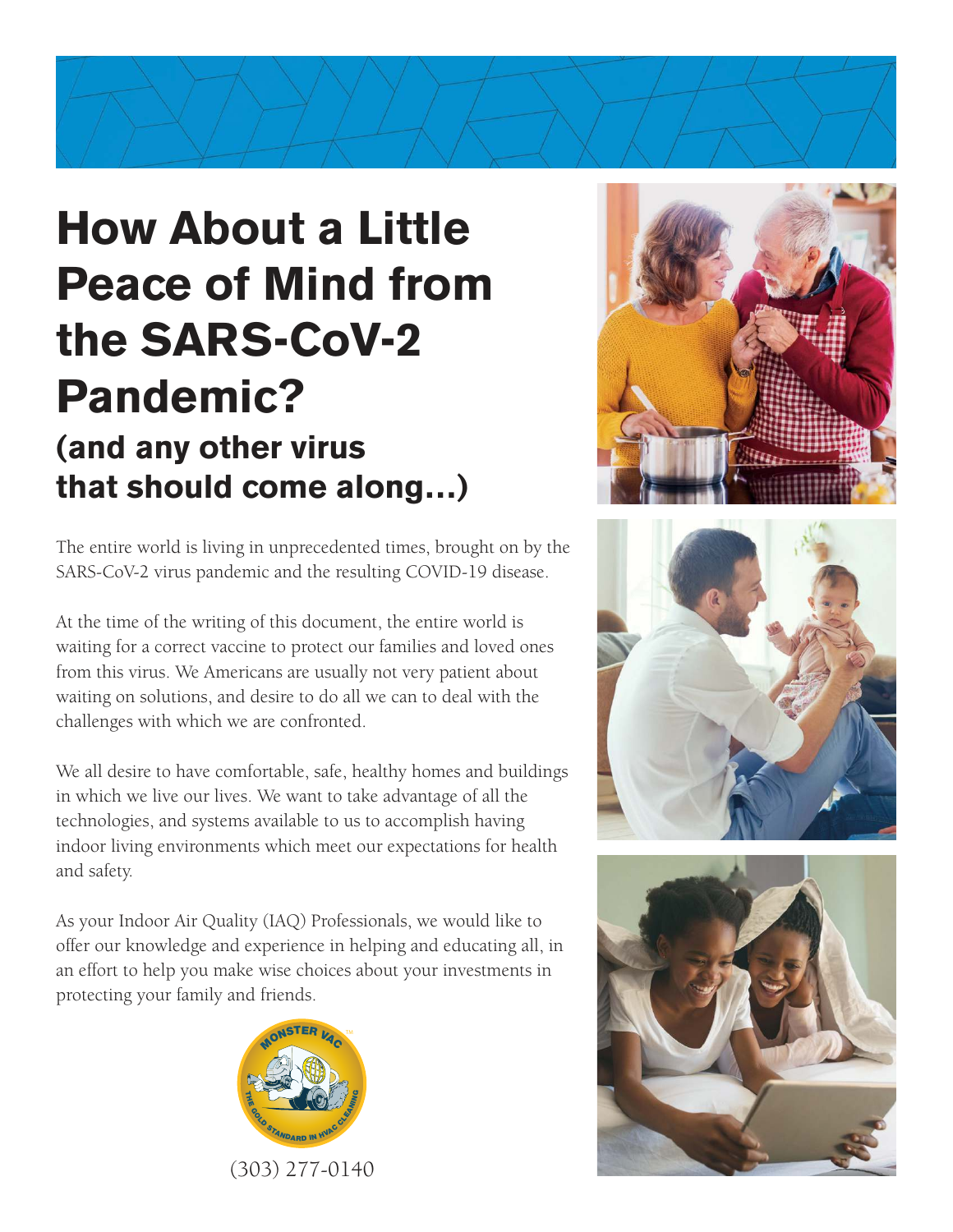# How About a Little Peace of Mind from the SARS-CoV-2 Pandemic?

## (and any other virus that should come along…)

The entire world is living in unprecedented times, brought on by the SARS-CoV-2 virus pandemic and the resulting COVID-19 disease.

At the time of the writing of this document, the entire world is waiting for a correct vaccine to protect our families and loved ones from this virus. We Americans are usually not very patient about waiting on solutions, and desire to do all we can to deal with the challenges with which we are confronted.

We all desire to have comfortable, safe, healthy homes and buildings in which we live our lives. We want to take advantage of all the technologies, and systems available to us to accomplish having indoor living environments which meet our expectations for health and safety.

As your Indoor Air Quality (IAQ) Professionals, we would like to offer our knowledge and experience in helping and educating all, in an effort to help you make wise choices about your investments in protecting your family and friends.

MONSTER VAC™
THE GOLD STANDARD IN HVAC CLEANING

(303) 277-0140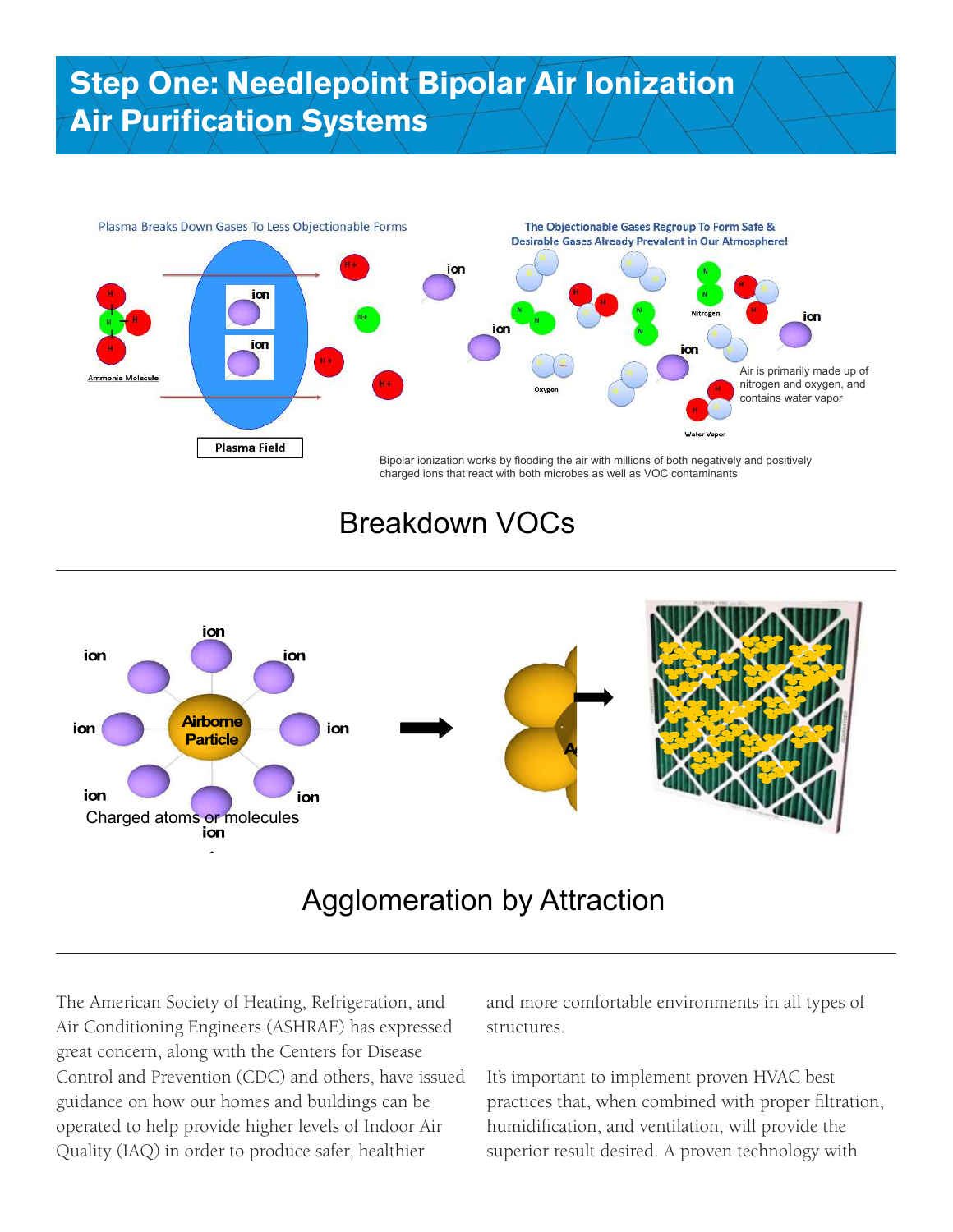# Step One: Needlepoint Bipolar Air Ionization Air Purification Systems

Plasma Breaks Down Gases To Less Objectionable Forms

The Objectionable Gases Regroup To Form Safe & Desirable Gases Already Prevalent in Our Atmosphere!

Plasma Field

Air is primarily made up of nitrogen and oxygen, and contains water vapor

Bipolar ionization works by flooding the air with millions of both negatively and positively charged ions that react with both microbes as well as VOC contaminants

## Breakdown VOCs

Charged atoms or molecules

## Agglomeration by Attraction

The American Society of Heating, Refrigeration, and Air Conditioning Engineers (ASHRAE) has expressed great concern, along with the Centers for Disease Control and Prevention (CDC) and others, have issued guidance on how our homes and buildings can be operated to help provide higher levels of Indoor Air Quality (IAQ) in order to produce safer, healthier and more comfortable environments in all types of structures.

It's important to implement proven HVAC best practices that, when combined with proper filtration, humidification, and ventilation, will provide the superior result desired. A proven technology with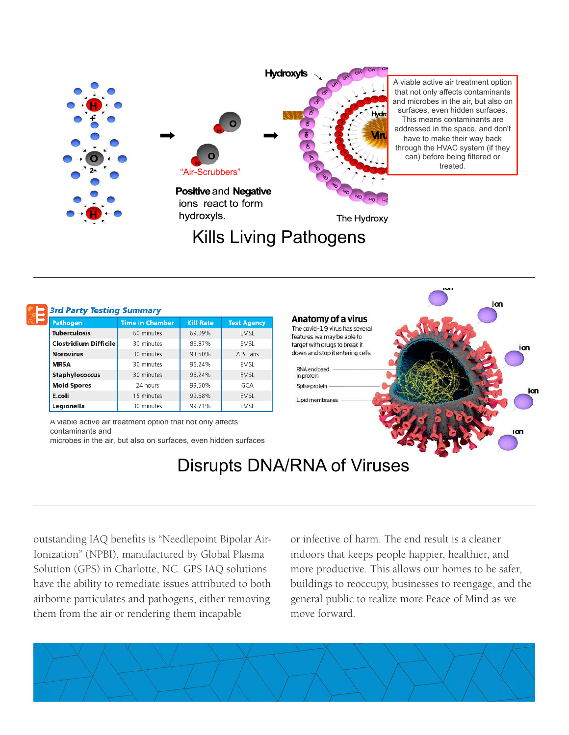Hydroxyls

"Air-Scrubbers"

**Positive** and **Negative** ions react to form hydroxyls.

The Hydroxy

A viable active air treatment option that not only affects contaminants and microbes in the air, but also on surfaces, even hidden surfaces. This means contaminants are addressed in the space, and don't have to make their way back through the HVAC system (if they can) before being filtered or treated.

## Kills Living Pathogens

***3rd Party Testing Summary***

| Pathogen | Time in Chamber | Kill Rate | Test Agency |
|---|---|---|---|
| **Tuberculosis** | 60 minutes | 69.09% | EMSL |
| **Clostridium Difficile** | 30 minutes | 86.87% | EMSL |
| **Norovirus** | 30 minutes | 93.50% | ATS Labs |
| **MRSA** | 30 minutes | 96.24% | EMSL |
| **Staphylococcus** | 30 minutes | 96.24% | EMSL |
| **Mold Spores** | 24 hours | 99.50% | GCA |
| **E.coli** | 15 minutes | 99.68% | EMSL |
| **Legionella** | 30 minutes | 99.71% | EMSL |

A viable active air treatment option that not only affects contaminants and microbes in the air, but also on surfaces, even hidden surfaces

**Anatomy of a virus**

The covid-19 virus has several features we may be able to target with drugs to break it down and stop it entering cells

RNA enclosed in protein

Spike protein

Lipid membranes

ion

## Disrupts DNA/RNA of Viruses

outstanding IAQ benefits is "Needlepoint Bipolar Air-Ionization" (NPBI), manufactured by Global Plasma Solution (GPS) in Charlotte, NC. GPS IAQ solutions have the ability to remediate issues attributed to both airborne particulates and pathogens, either removing them from the air or rendering them incapable or infective of harm. The end result is a cleaner indoors that keeps people happier, healthier, and more productive. This allows our homes to be safer, buildings to reoccupy, businesses to reengage, and the general public to realize more Peace of Mind as we move forward.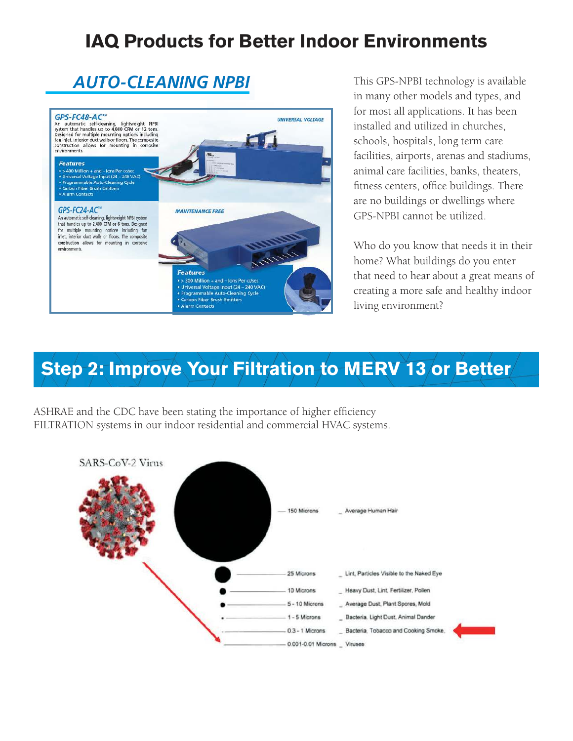# IAQ Products for Better Indoor Environments

## AUTO-CLEANING NPBI

**GPS-FC48-AC™**

An automatic self-cleaning, lightweight NPBI system that handles up to 4,800 CFM or 12 tons. Designed for multiple mounting options including fan inlet, interior duct walls or floors. The composite construction allows for mounting in corrosive environments.

UNIVERSAL VOLTAGE

**Features**

- > 400 Million + and – Ions Per cc/sec
- Universal Voltage Input (24 – 240 VAC)
- Programmable Auto-Cleaning Cycle
- Carbon Fiber Brush Emitters
- Alarm Contacts

**GPS-FC24-AC™**

An automatic self-cleaning, lightweight NPBI system that handles up to 2,400 CFM or 6 tons. Designed for multiple mounting options including fan inlet, interior duct walls or floors. The composite construction allows for mounting in corrosive environments.

MAINTENANCE FREE

**Features**

- > 300 Million + and – Ions Per cc/sec
- Universal Voltage Input (24 – 240 VAC)
- Programmable Auto-Cleaning Cycle
- Carbon Fiber Brush Emitters
- Alarm Contacts

This GPS-NPBI technology is available in many other models and types, and for most all applications. It has been installed and utilized in churches, schools, hospitals, long term care facilities, airports, arenas and stadiums, animal care facilities, banks, theaters, fitness centers, office buildings. There are no buildings or dwellings where GPS-NPBI cannot be utilized.

Who do you know that needs it in their home? What buildings do you enter that need to hear about a great means of creating a more safe and healthy indoor living environment?

## Step 2: Improve Your Filtration to MERV 13 or Better

ASHRAE and the CDC have been stating the importance of higher efficiency FILTRATION systems in our indoor residential and commercial HVAC systems.

SARS-CoV-2 Virus

| Size | Particle |
|---|---|
| 150 Microns | Average Human Hair |
| 25 Microns | Lint, Particles Visible to the Naked Eye |
| 10 Microns | Heavy Dust, Lint, Fertilizer, Pollen |
| 5 - 10 Microns | Average Dust, Plant Spores, Mold |
| 1 - 5 Microns | Bacteria, Light Dust, Animal Dander |
| 0.3 - 1 Microns | Bacteria, Tobacco and Cooking Smoke, |
| 0.001-0.01 Microns | Viruses |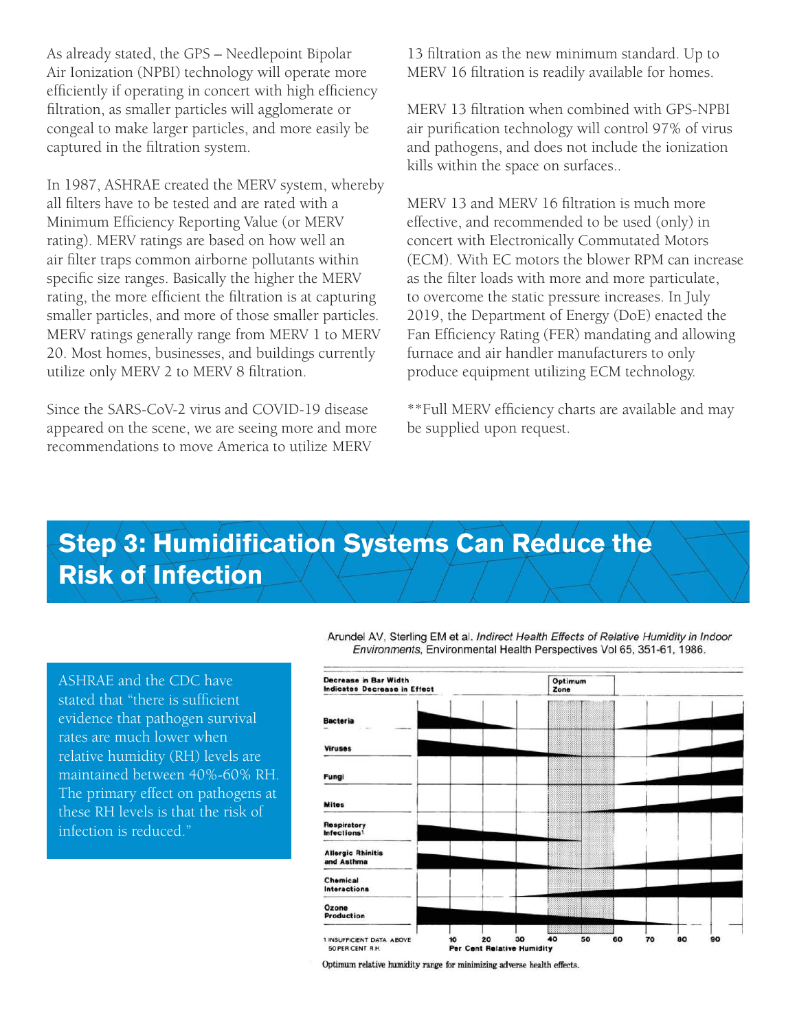As already stated, the GPS – Needlepoint Bipolar Air Ionization (NPBI) technology will operate more efficiently if operating in concert with high efficiency filtration, as smaller particles will agglomerate or congeal to make larger particles, and more easily be captured in the filtration system.

In 1987, ASHRAE created the MERV system, whereby all filters have to be tested and are rated with a Minimum Efficiency Reporting Value (or MERV rating). MERV ratings are based on how well an air filter traps common airborne pollutants within specific size ranges. Basically the higher the MERV rating, the more efficient the filtration is at capturing smaller particles, and more of those smaller particles. MERV ratings generally range from MERV 1 to MERV 20. Most homes, businesses, and buildings currently utilize only MERV 2 to MERV 8 filtration.

Since the SARS-CoV-2 virus and COVID-19 disease appeared on the scene, we are seeing more and more recommendations to move America to utilize MERV 13 filtration as the new minimum standard. Up to MERV 16 filtration is readily available for homes.

MERV 13 filtration when combined with GPS-NPBI air purification technology will control 97% of virus and pathogens, and does not include the ionization kills within the space on surfaces..

MERV 13 and MERV 16 filtration is much more effective, and recommended to be used (only) in concert with Electronically Commutated Motors (ECM). With EC motors the blower RPM can increase as the filter loads with more and more particulate, to overcome the static pressure increases. In July 2019, the Department of Energy (DoE) enacted the Fan Efficiency Rating (FER) mandating and allowing furnace and air handler manufacturers to only produce equipment utilizing ECM technology.

**Full MERV efficiency charts are available and may be supplied upon request.

## Step 3: Humidification Systems Can Reduce the Risk of Infection

ASHRAE and the CDC have stated that "there is sufficient evidence that pathogen survival rates are much lower when relative humidity (RH) levels are maintained between 40%-60% RH. The primary effect on pathogens at these RH levels is that the risk of infection is reduced."

Arundel AV, Sterling EM et al. *Indirect Health Effects of Relative Humidity in Indoor Environments*, Environmental Health Perspectives Vol 65, 351-61, 1986.

Decrease in Bar Width Indicates Decrease in Effect — Optimum Zone

Bacteria; Viruses; Fungi; Mites; Respiratory Infections[1]; Allergic Rhinitis and Asthma; Chemical Interactions; Ozone Production

Per Cent Relative Humidity: 10, 20, 30, 40, 50, 60, 70, 80, 90

1 INSUFFICIENT DATA ABOVE 50 PER CENT R.H.

Optimum relative humidity range for minimizing adverse health effects.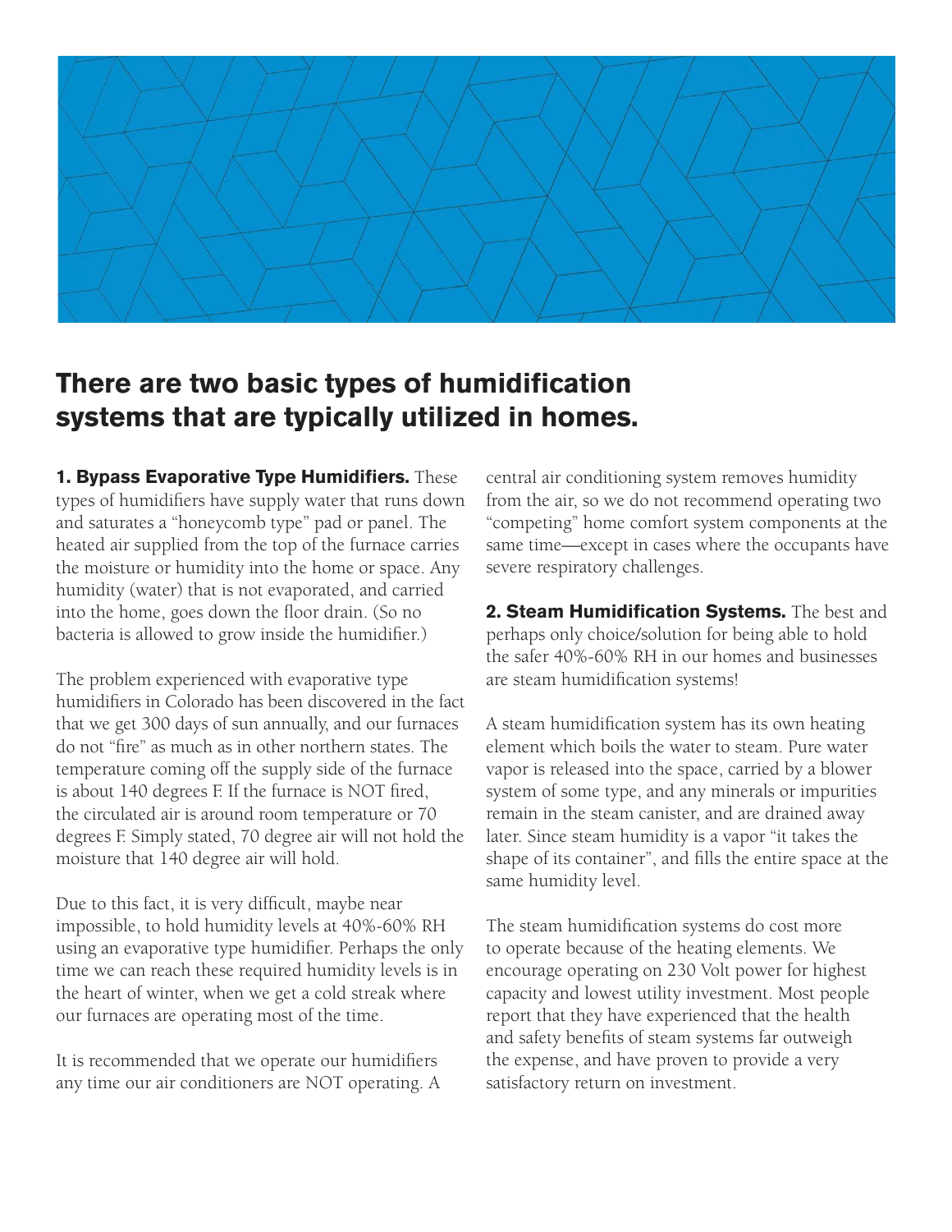## There are two basic types of humidification systems that are typically utilized in homes.

**1. Bypass Evaporative Type Humidifiers.** These types of humidifiers have supply water that runs down and saturates a "honeycomb type" pad or panel. The heated air supplied from the top of the furnace carries the moisture or humidity into the home or space. Any humidity (water) that is not evaporated, and carried into the home, goes down the floor drain. (So no bacteria is allowed to grow inside the humidifier.)

The problem experienced with evaporative type humidifiers in Colorado has been discovered in the fact that we get 300 days of sun annually, and our furnaces do not "fire" as much as in other northern states. The temperature coming off the supply side of the furnace is about 140 degrees F. If the furnace is NOT fired, the circulated air is around room temperature or 70 degrees F. Simply stated, 70 degree air will not hold the moisture that 140 degree air will hold.

Due to this fact, it is very difficult, maybe near impossible, to hold humidity levels at 40%-60% RH using an evaporative type humidifier. Perhaps the only time we can reach these required humidity levels is in the heart of winter, when we get a cold streak where our furnaces are operating most of the time.

It is recommended that we operate our humidifiers any time our air conditioners are NOT operating. A central air conditioning system removes humidity from the air, so we do not recommend operating two "competing" home comfort system components at the same time—except in cases where the occupants have severe respiratory challenges.

**2. Steam Humidification Systems.** The best and perhaps only choice/solution for being able to hold the safer 40%-60% RH in our homes and businesses are steam humidification systems!

A steam humidification system has its own heating element which boils the water to steam. Pure water vapor is released into the space, carried by a blower system of some type, and any minerals or impurities remain in the steam canister, and are drained away later. Since steam humidity is a vapor "it takes the shape of its container", and fills the entire space at the same humidity level.

The steam humidification systems do cost more to operate because of the heating elements. We encourage operating on 230 Volt power for highest capacity and lowest utility investment. Most people report that they have experienced that the health and safety benefits of steam systems far outweigh the expense, and have proven to provide a very satisfactory return on investment.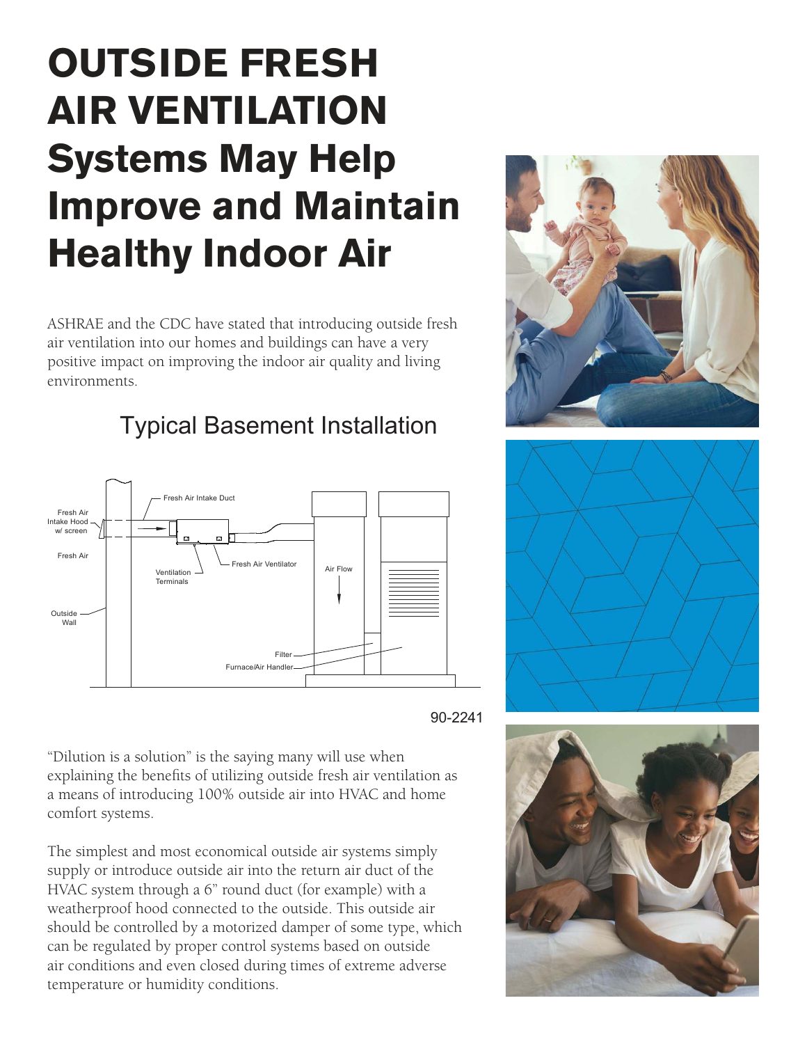# OUTSIDE FRESH AIR VENTILATION Systems May Help Improve and Maintain Healthy Indoor Air

ASHRAE and the CDC have stated that introducing outside fresh air ventilation into our homes and buildings can have a very positive impact on improving the indoor air quality and living environments.

## Typical Basement Installation

Fresh Air Intake Duct

Fresh Air Intake Hood w/ screen

Fresh Air

Fresh Air Ventilator

Ventilation Terminals

Air Flow

Outside Wall

Filter

Furnace/Air Handler

90-2241

"Dilution is a solution" is the saying many will use when explaining the benefits of utilizing outside fresh air ventilation as a means of introducing 100% outside air into HVAC and home comfort systems.

The simplest and most economical outside air systems simply supply or introduce outside air into the return air duct of the HVAC system through a 6" round duct (for example) with a weatherproof hood connected to the outside. This outside air should be controlled by a motorized damper of some type, which can be regulated by proper control systems based on outside air conditions and even closed during times of extreme adverse temperature or humidity conditions.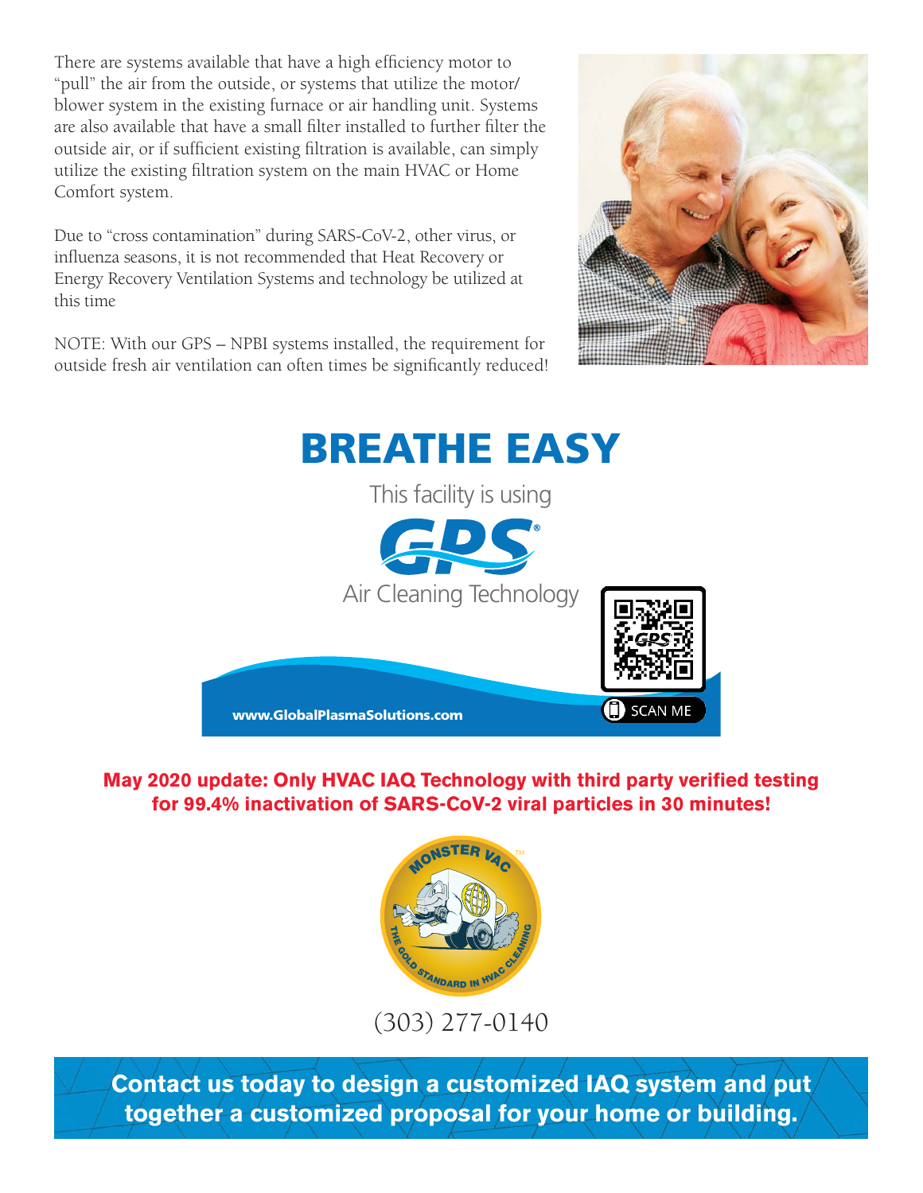There are systems available that have a high efficiency motor to "pull" the air from the outside, or systems that utilize the motor/blower system in the existing furnace or air handling unit. Systems are also available that have a small filter installed to further filter the outside air, or if sufficient existing filtration is available, can simply utilize the existing filtration system on the main HVAC or Home Comfort system.

Due to "cross contamination" during SARS-CoV-2, other virus, or influenza seasons, it is not recommended that Heat Recovery or Energy Recovery Ventilation Systems and technology be utilized at this time

NOTE: With our GPS – NPBI systems installed, the requirement for outside fresh air ventilation can often times be significantly reduced!

# BREATHE EASY

This facility is using

GPS®

Air Cleaning Technology

www.GlobalPlasmaSolutions.com

SCAN ME

**May 2020 update: Only HVAC IAQ Technology with third party verified testing for 99.4% inactivation of SARS-CoV-2 viral particles in 30 minutes!**

MONSTER VAC™

THE GOLD STANDARD IN HVAC CLEANING

(303) 277-0140

**Contact us today to design a customized IAQ system and put together a customized proposal for your home or building.**